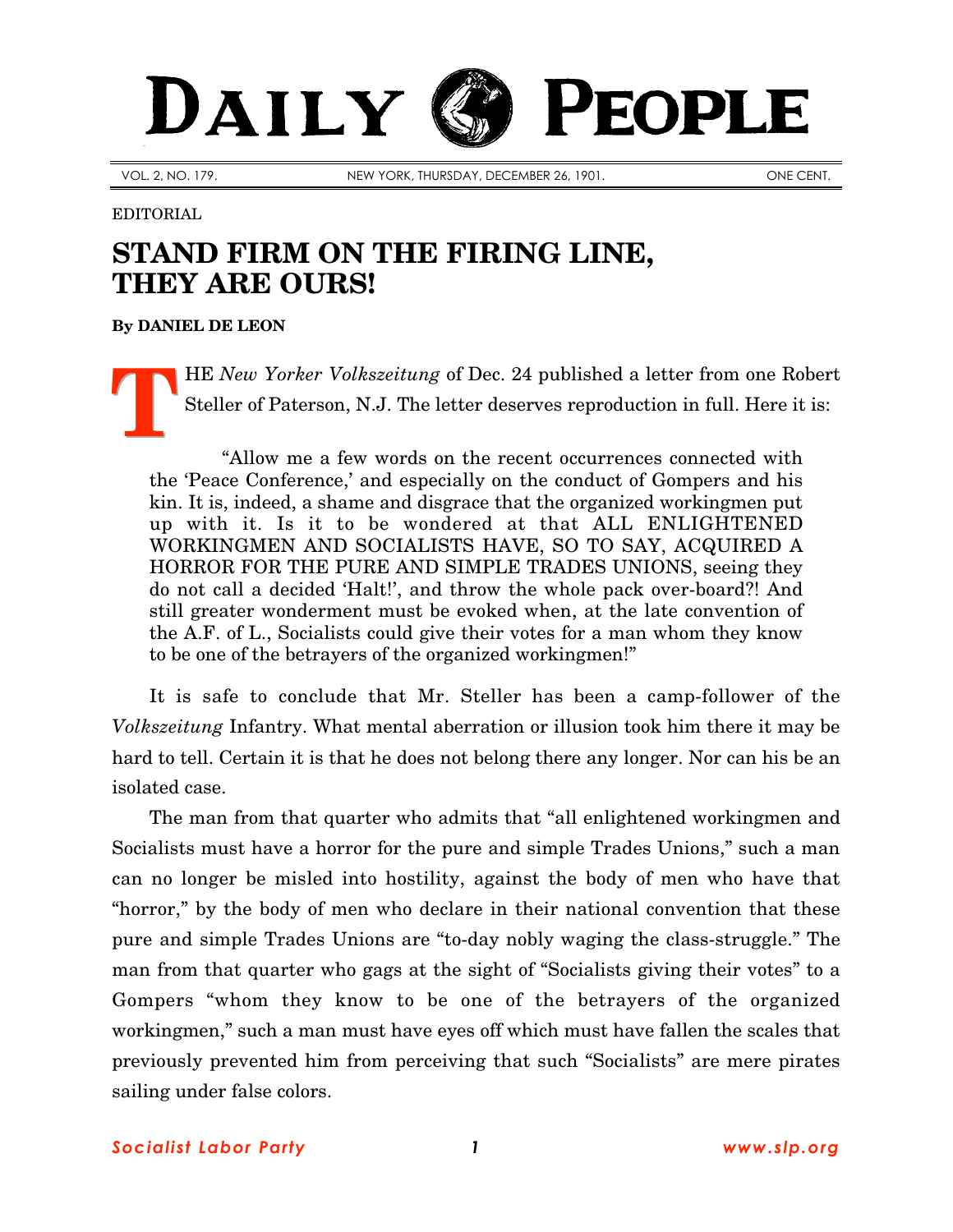# DAILY PEOPLE

VOL. 2, NO. 179. NEW YORK, THURSDAY, DECEMBER 26, 1901. ONE CENT.

EDITORIAL

## STAND FIRM ON THE FIRING LINE, THEY ARE OURS!

**By DANIEL DE LEON**

THE *New Yorker Volkszeitung* of Dec. 24 published a letter from one Robert Steller of Paterson, N.J. The letter deserves reproduction in full. Here it is:

> "Allow me a few words on the recent occurrences connected with the 'Peace Conference,' and especially on the conduct of Gompers and his kin. It is, indeed, a shame and disgrace that the organized workingmen put up with it. Is it to be wondered at that ALL ENLIGHTENED WORKINGMEN AND SOCIALISTS HAVE, SO TO SAY, ACQUIRED A HORROR FOR THE PURE AND SIMPLE TRADES UNIONS, seeing they do not call a decided 'Halt!', and throw the whole pack over-board?! And still greater wonderment must be evoked when, at the late convention of the A.F. of L., Socialists could give their votes for a man whom they know to be one of the betrayers of the organized workingmen!"

It is safe to conclude that Mr. Steller has been a camp-follower of the *Volkszeitung* Infantry. What mental aberration or illusion took him there it may be hard to tell. Certain it is that he does not belong there any longer. Nor can his be an isolated case.

The man from that quarter who admits that "all enlightened workingmen and Socialists must have a horror for the pure and simple Trades Unions," such a man can no longer be misled into hostility, against the body of men who have that "horror," by the body of men who declare in their national convention that these pure and simple Trades Unions are "to-day nobly waging the class-struggle." The man from that quarter who gags at the sight of "Socialists giving their votes" to a Gompers "whom they know to be one of the betrayers of the organized workingmen," such a man must have eyes off which must have fallen the scales that previously prevented him from perceiving that such "Socialists" are mere pirates sailing under false colors.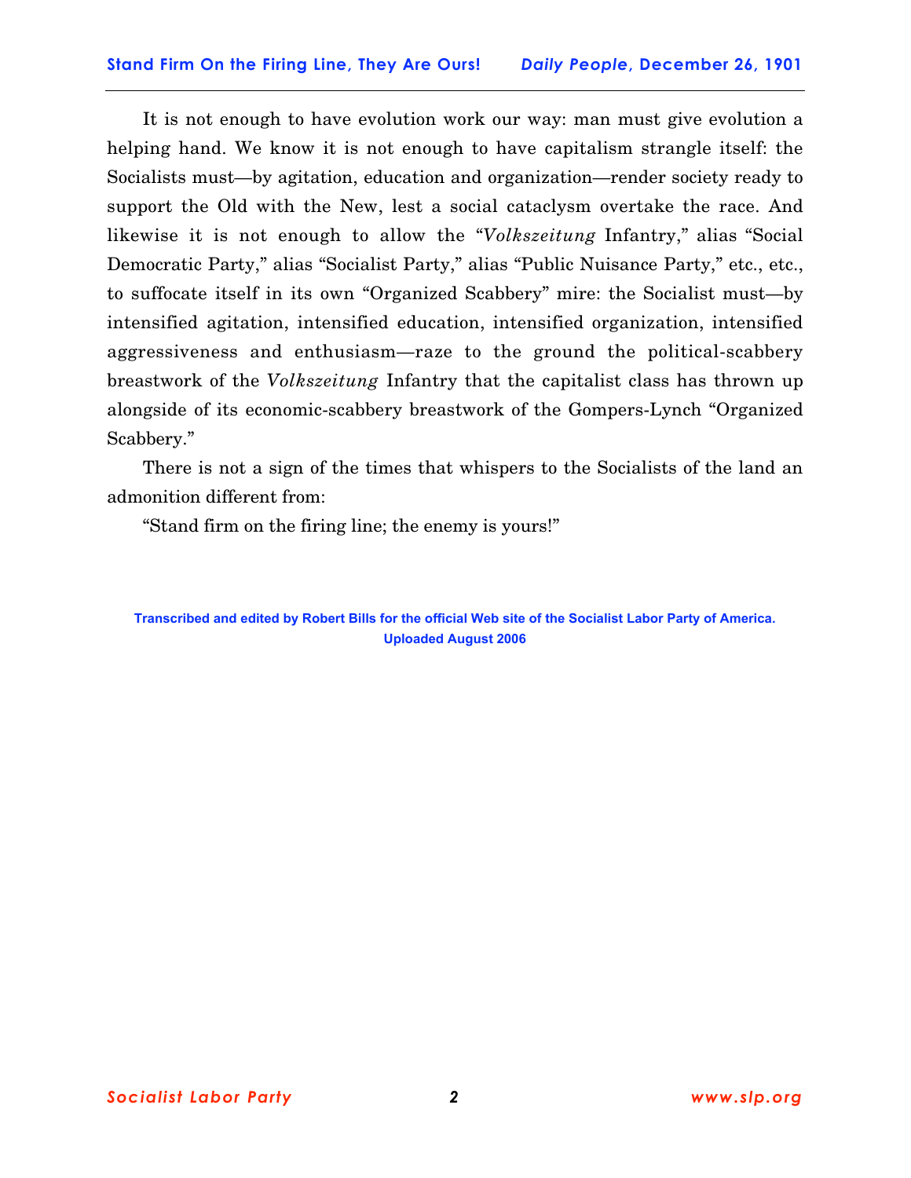It is not enough to have evolution work our way: man must give evolution a helping hand. We know it is not enough to have capitalism strangle itself: the Socialists must—by agitation, education and organization—render society ready to support the Old with the New, lest a social cataclysm overtake the race. And likewise it is not enough to allow the "*Volkszeitung* Infantry," alias "Social Democratic Party," alias "Socialist Party," alias "Public Nuisance Party," etc., etc., to suffocate itself in its own "Organized Scabbery" mire: the Socialist must—by intensified agitation, intensified education, intensified organization, intensified aggressiveness and enthusiasm—raze to the ground the political-scabbery breastwork of the *Volkszeitung* Infantry that the capitalist class has thrown up alongside of its economic-scabbery breastwork of the Gompers-Lynch "Organized Scabbery."

There is not a sign of the times that whispers to the Socialists of the land an admonition different from:

"Stand firm on the firing line; the enemy is yours!"

**Transcribed and edited by Robert Bills for the official Web site of the Socialist Labor Party of America. Uploaded August 2006**